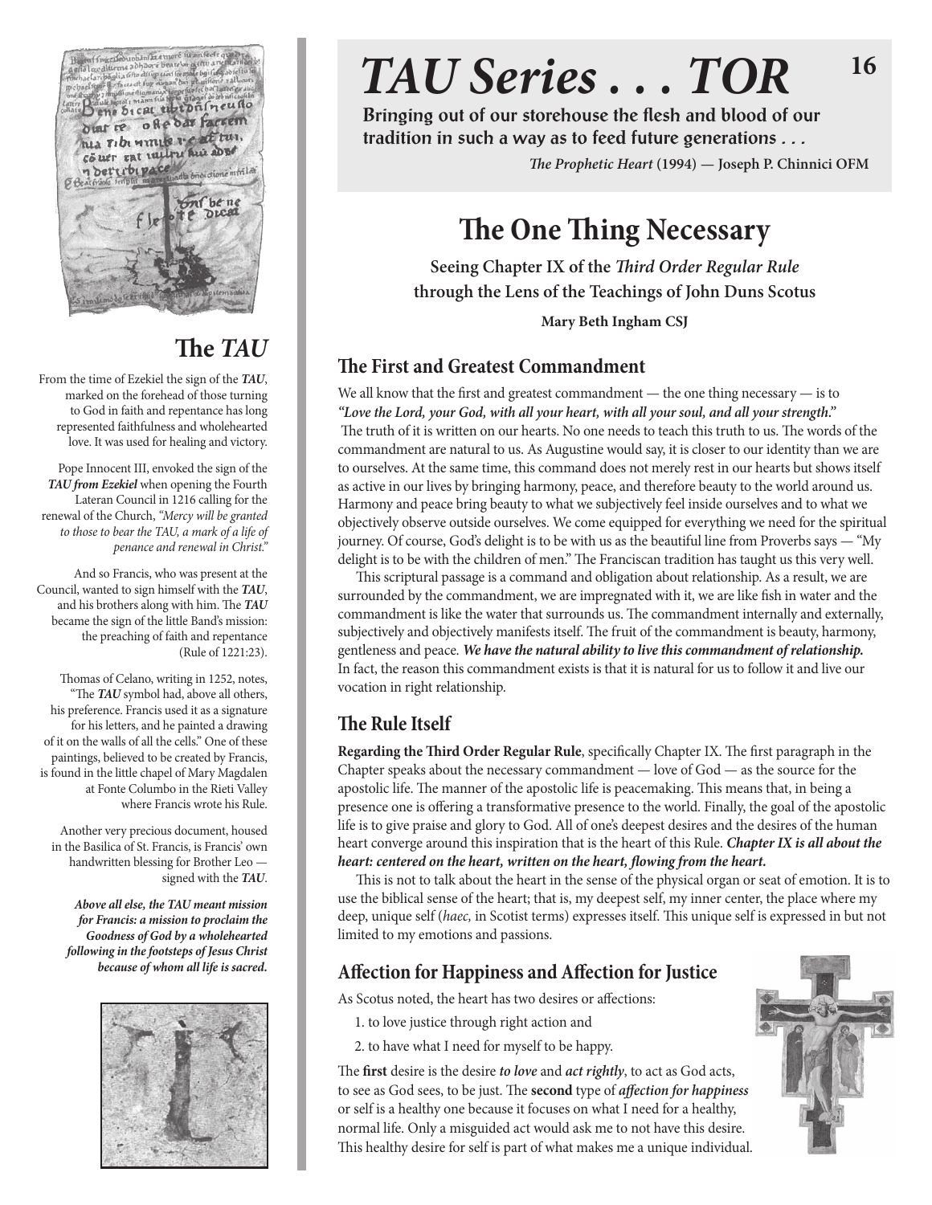# TAU Series . . . TOR

**Bringing out of our storehouse the flesh and blood of our tradition in such a way as to feed future generations . . .**

*The Prophetic Heart* **(1994) — Joseph P. Chinnici OFM**

## The *TAU*

From the time of Ezekiel the sign of the ***TAU***, marked on the forehead of those turning to God in faith and repentance has long represented faithfulness and wholehearted love. It was used for healing and victory.

Pope Innocent III, envoked the sign of the ***TAU from Ezekiel*** when opening the Fourth Lateran Council in 1216 calling for the renewal of the Church, *"Mercy will be granted to those to bear the TAU, a mark of a life of penance and renewal in Christ."*

And so Francis, who was present at the Council, wanted to sign himself with the ***TAU***, and his brothers along with him. The ***TAU*** became the sign of the little Band's mission: the preaching of faith and repentance (Rule of 1221:23).

Thomas of Celano, writing in 1252, notes, "The ***TAU*** symbol had, above all others, his preference. Francis used it as a signature for his letters, and he painted a drawing of it on the walls of all the cells." One of these paintings, believed to be created by Francis, is found in the little chapel of Mary Magdalen at Fonte Columbo in the Rieti Valley where Francis wrote his Rule.

Another very precious document, housed in the Basilica of St. Francis, is Francis' own handwritten blessing for Brother Leo — signed with the ***TAU***.

***Above all else, the TAU meant mission for Francis: a mission to proclaim the Goodness of God by a wholehearted following in the footsteps of Jesus Christ because of whom all life is sacred.***

# The One Thing Necessary

**Seeing Chapter IX of the *Third Order Regular Rule* through the Lens of the Teachings of John Duns Scotus**

**Mary Beth Ingham CSJ**

## The First and Greatest Commandment

We all know that the first and greatest commandment — the one thing necessary — is to ***"Love the Lord, your God, with all your heart, with all your soul, and all your strength."*** The truth of it is written on our hearts. No one needs to teach this truth to us. The words of the commandment are natural to us. As Augustine would say, it is closer to our identity than we are to ourselves. At the same time, this command does not merely rest in our hearts but shows itself as active in our lives by bringing harmony, peace, and therefore beauty to the world around us. Harmony and peace bring beauty to what we subjectively feel inside ourselves and to what we objectively observe outside ourselves. We come equipped for everything we need for the spiritual journey. Of course, God's delight is to be with us as the beautiful line from Proverbs says — "My delight is to be with the children of men." The Franciscan tradition has taught us this very well.

This scriptural passage is a command and obligation about relationship. As a result, we are surrounded by the commandment, we are impregnated with it, we are like fish in water and the commandment is like the water that surrounds us. The commandment internally and externally, subjectively and objectively manifests itself. The fruit of the commandment is beauty, harmony, gentleness and peace. ***We have the natural ability to live this commandment of relationship.*** In fact, the reason this commandment exists is that it is natural for us to follow it and live our vocation in right relationship.

## The Rule Itself

**Regarding the Third Order Regular Rule**, specifically Chapter IX. The first paragraph in the Chapter speaks about the necessary commandment — love of God — as the source for the apostolic life. The manner of the apostolic life is peacemaking. This means that, in being a presence one is offering a transformative presence to the world. Finally, the goal of the apostolic life is to give praise and glory to God. All of one's deepest desires and the desires of the human heart converge around this inspiration that is the heart of this Rule. ***Chapter IX is all about the heart: centered on the heart, written on the heart, flowing from the heart.***

This is not to talk about the heart in the sense of the physical organ or seat of emotion. It is to use the biblical sense of the heart; that is, my deepest self, my inner center, the place where my deep, unique self (*haec,* in Scotist terms) expresses itself. This unique self is expressed in but not limited to my emotions and passions.

## Affection for Happiness and Affection for Justice

As Scotus noted, the heart has two desires or affections:

1. to love justice through right action and
2. to have what I need for myself to be happy.

The **first** desire is the desire ***to love*** and ***act rightly***, to act as God acts, to see as God sees, to be just. The **second** type of ***affection for happiness*** or self is a healthy one because it focuses on what I need for a healthy, normal life. Only a misguided act would ask me to not have this desire. This healthy desire for self is part of what makes me a unique individual.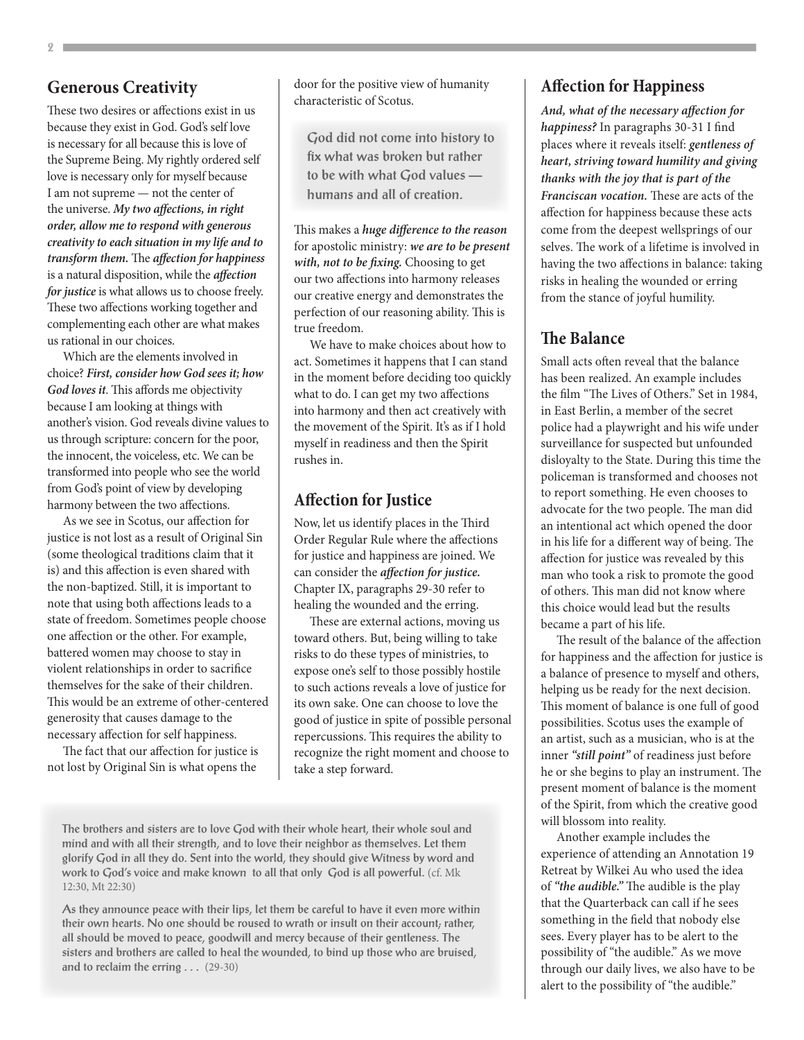## Generous Creativity

These two desires or affections exist in us because they exist in God. God's self love is necessary for all because this is love of the Supreme Being. My rightly ordered self love is necessary only for myself because I am not supreme — not the center of the universe. ***My two affections, in right order, allow me to respond with generous creativity to each situation in my life and to transform them.*** The ***affection for happiness*** is a natural disposition, while the ***affection for justice*** is what allows us to choose freely. These two affections working together and complementing each other are what makes us rational in our choices.

Which are the elements involved in choice? ***First, consider how God sees it; how God loves it***. This affords me objectivity because I am looking at things with another's vision. God reveals divine values to us through scripture: concern for the poor, the innocent, the voiceless, etc. We can be transformed into people who see the world from God's point of view by developing harmony between the two affections.

As we see in Scotus, our affection for justice is not lost as a result of Original Sin (some theological traditions claim that it is) and this affection is even shared with the non-baptized. Still, it is important to note that using both affections leads to a state of freedom. Sometimes people choose one affection or the other. For example, battered women may choose to stay in violent relationships in order to sacrifice themselves for the sake of their children. This would be an extreme of other-centered generosity that causes damage to the necessary affection for self happiness.

The fact that our affection for justice is not lost by Original Sin is what opens the door for the positive view of humanity characteristic of Scotus.

> God did not come into history to fix what was broken but rather to be with what God values — humans and all of creation.

This makes a ***huge difference to the reason*** for apostolic ministry: ***we are to be present with, not to be fixing.*** Choosing to get our two affections into harmony releases our creative energy and demonstrates the perfection of our reasoning ability. This is true freedom.

We have to make choices about how to act. Sometimes it happens that I can stand in the moment before deciding too quickly what to do. I can get my two affections into harmony and then act creatively with the movement of the Spirit. It's as if I hold myself in readiness and then the Spirit rushes in.

## Affection for Justice

Now, let us identify places in the Third Order Regular Rule where the affections for justice and happiness are joined. We can consider the ***affection for justice.*** Chapter IX, paragraphs 29-30 refer to healing the wounded and the erring.

These are external actions, moving us toward others. But, being willing to take risks to do these types of ministries, to expose one's self to those possibly hostile to such actions reveals a love of justice for its own sake. One can choose to love the good of justice in spite of possible personal repercussions. This requires the ability to recognize the right moment and choose to take a step forward.

> **The brothers and sisters are to love God with their whole heart, their whole soul and mind and with all their strength, and to love their neighbor as themselves. Let them glorify God in all they do. Sent into the world, they should give Witness by word and work to God's voice and make known to all that only God is all powerful.** (cf. Mk 12:30, Mt 22:30)
>
> **As they announce peace with their lips, let them be careful to have it even more within their own hearts. No one should be roused to wrath or insult on their account; rather, all should be moved to peace, goodwill and mercy because of their gentleness. The sisters and brothers are called to heal the wounded, to bind up those who are bruised, and to reclaim the erring . . .** (29-30)

## Affection for Happiness

***And, what of the necessary affection for happiness?*** In paragraphs 30-31 I find places where it reveals itself: ***gentleness of heart, striving toward humility and giving thanks with the joy that is part of the Franciscan vocation.*** These are acts of the affection for happiness because these acts come from the deepest wellsprings of our selves. The work of a lifetime is involved in having the two affections in balance: taking risks in healing the wounded or erring from the stance of joyful humility.

## The Balance

Small acts often reveal that the balance has been realized. An example includes the film "The Lives of Others." Set in 1984, in East Berlin, a member of the secret police had a playwright and his wife under surveillance for suspected but unfounded disloyalty to the State. During this time the policeman is transformed and chooses not to report something. He even chooses to advocate for the two people. The man did an intentional act which opened the door in his life for a different way of being. The affection for justice was revealed by this man who took a risk to promote the good of others. This man did not know where this choice would lead but the results became a part of his life.

The result of the balance of the affection for happiness and the affection for justice is a balance of presence to myself and others, helping us be ready for the next decision. This moment of balance is one full of good possibilities. Scotus uses the example of an artist, such as a musician, who is at the inner ***"still point"*** of readiness just before he or she begins to play an instrument. The present moment of balance is the moment of the Spirit, from which the creative good will blossom into reality.

Another example includes the experience of attending an Annotation 19 Retreat by Wilkei Au who used the idea of ***"the audible."*** The audible is the play that the Quarterback can call if he sees something in the field that nobody else sees. Every player has to be alert to the possibility of "the audible." As we move through our daily lives, we also have to be alert to the possibility of "the audible."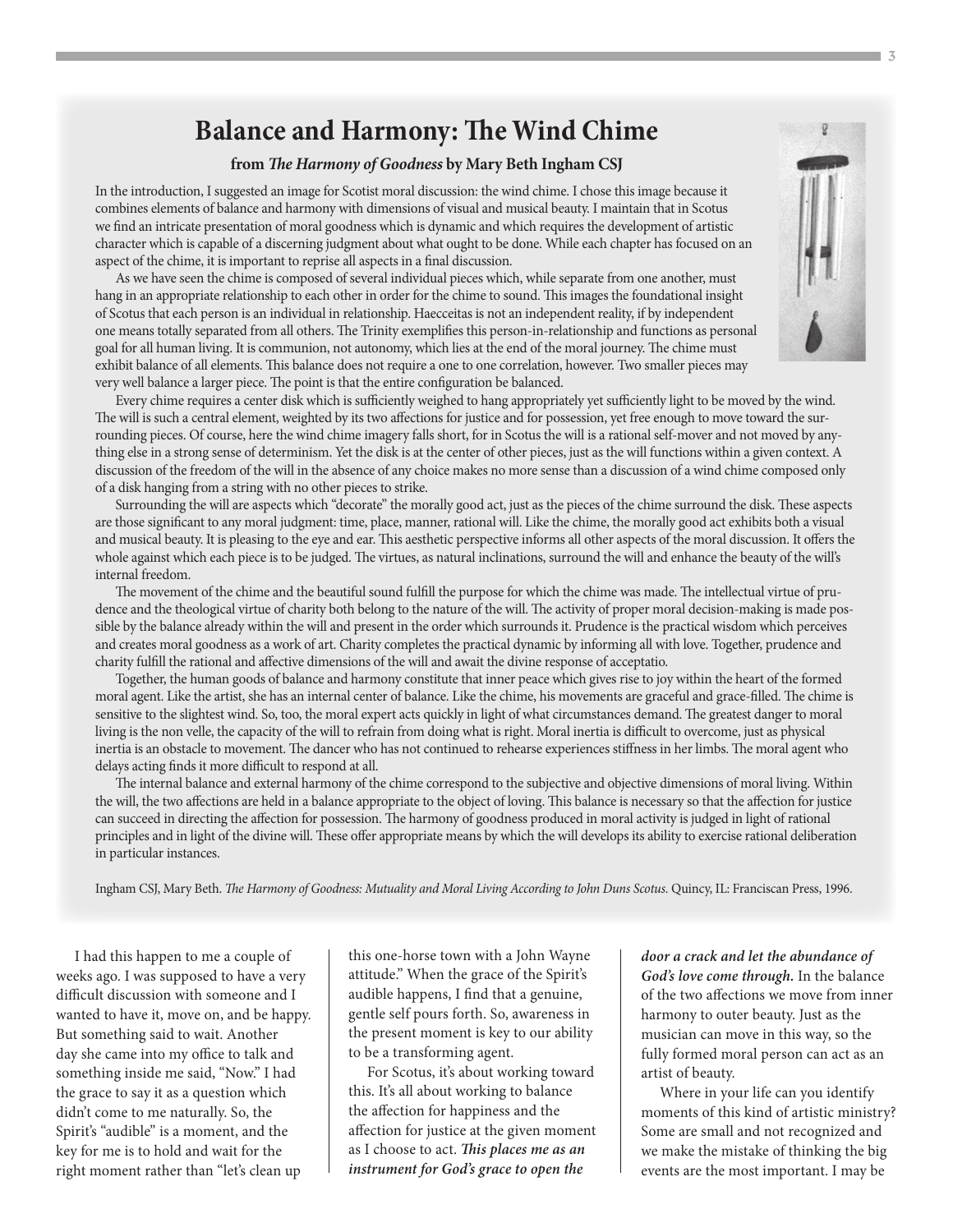## Balance and Harmony: The Wind Chime

**from *The Harmony of Goodness* by Mary Beth Ingham CSJ**

In the introduction, I suggested an image for Scotist moral discussion: the wind chime. I chose this image because it combines elements of balance and harmony with dimensions of visual and musical beauty. I maintain that in Scotus we find an intricate presentation of moral goodness which is dynamic and which requires the development of artistic character which is capable of a discerning judgment about what ought to be done. While each chapter has focused on an aspect of the chime, it is important to reprise all aspects in a final discussion.

As we have seen the chime is composed of several individual pieces which, while separate from one another, must hang in an appropriate relationship to each other in order for the chime to sound. This images the foundational insight of Scotus that each person is an individual in relationship. Haecceitas is not an independent reality, if by independent one means totally separated from all others. The Trinity exemplifies this person-in-relationship and functions as personal goal for all human living. It is communion, not autonomy, which lies at the end of the moral journey. The chime must exhibit balance of all elements. This balance does not require a one to one correlation, however. Two smaller pieces may very well balance a larger piece. The point is that the entire configuration be balanced.

Every chime requires a center disk which is sufficiently weighed to hang appropriately yet sufficiently light to be moved by the wind. The will is such a central element, weighted by its two affections for justice and for possession, yet free enough to move toward the surrounding pieces. Of course, here the wind chime imagery falls short, for in Scotus the will is a rational self-mover and not moved by anything else in a strong sense of determinism. Yet the disk is at the center of other pieces, just as the will functions within a given context. A discussion of the freedom of the will in the absence of any choice makes no more sense than a discussion of a wind chime composed only of a disk hanging from a string with no other pieces to strike.

Surrounding the will are aspects which "decorate" the morally good act, just as the pieces of the chime surround the disk. These aspects are those significant to any moral judgment: time, place, manner, rational will. Like the chime, the morally good act exhibits both a visual and musical beauty. It is pleasing to the eye and ear. This aesthetic perspective informs all other aspects of the moral discussion. It offers the whole against which each piece is to be judged. The virtues, as natural inclinations, surround the will and enhance the beauty of the will's internal freedom.

The movement of the chime and the beautiful sound fulfill the purpose for which the chime was made. The intellectual virtue of prudence and the theological virtue of charity both belong to the nature of the will. The activity of proper moral decision-making is made possible by the balance already within the will and present in the order which surrounds it. Prudence is the practical wisdom which perceives and creates moral goodness as a work of art. Charity completes the practical dynamic by informing all with love. Together, prudence and charity fulfill the rational and affective dimensions of the will and await the divine response of acceptatio.

Together, the human goods of balance and harmony constitute that inner peace which gives rise to joy within the heart of the formed moral agent. Like the artist, she has an internal center of balance. Like the chime, his movements are graceful and grace-filled. The chime is sensitive to the slightest wind. So, too, the moral expert acts quickly in light of what circumstances demand. The greatest danger to moral living is the non velle, the capacity of the will to refrain from doing what is right. Moral inertia is difficult to overcome, just as physical inertia is an obstacle to movement. The dancer who has not continued to rehearse experiences stiffness in her limbs. The moral agent who delays acting finds it more difficult to respond at all.

The internal balance and external harmony of the chime correspond to the subjective and objective dimensions of moral living. Within the will, the two affections are held in a balance appropriate to the object of loving. This balance is necessary so that the affection for justice can succeed in directing the affection for possession. The harmony of goodness produced in moral activity is judged in light of rational principles and in light of the divine will. These offer appropriate means by which the will develops its ability to exercise rational deliberation in particular instances.

Ingham CSJ, Mary Beth. *The Harmony of Goodness: Mutuality and Moral Living According to John Duns Scotus.* Quincy, IL: Franciscan Press, 1996.

I had this happen to me a couple of weeks ago. I was supposed to have a very difficult discussion with someone and I wanted to have it, move on, and be happy. But something said to wait. Another day she came into my office to talk and something inside me said, "Now." I had the grace to say it as a question which didn't come to me naturally. So, the Spirit's "audible" is a moment, and the key for me is to hold and wait for the right moment rather than "let's clean up this one-horse town with a John Wayne attitude." When the grace of the Spirit's audible happens, I find that a genuine, gentle self pours forth. So, awareness in the present moment is key to our ability to be a transforming agent.

For Scotus, it's about working toward this. It's all about working to balance the affection for happiness and the affection for justice at the given moment as I choose to act. ***This places me as an instrument for God's grace to open the door a crack and let the abundance of God's love come through.*** In the balance of the two affections we move from inner harmony to outer beauty. Just as the musician can move in this way, so the fully formed moral person can act as an artist of beauty.

Where in your life can you identify moments of this kind of artistic ministry? Some are small and not recognized and we make the mistake of thinking the big events are the most important. I may be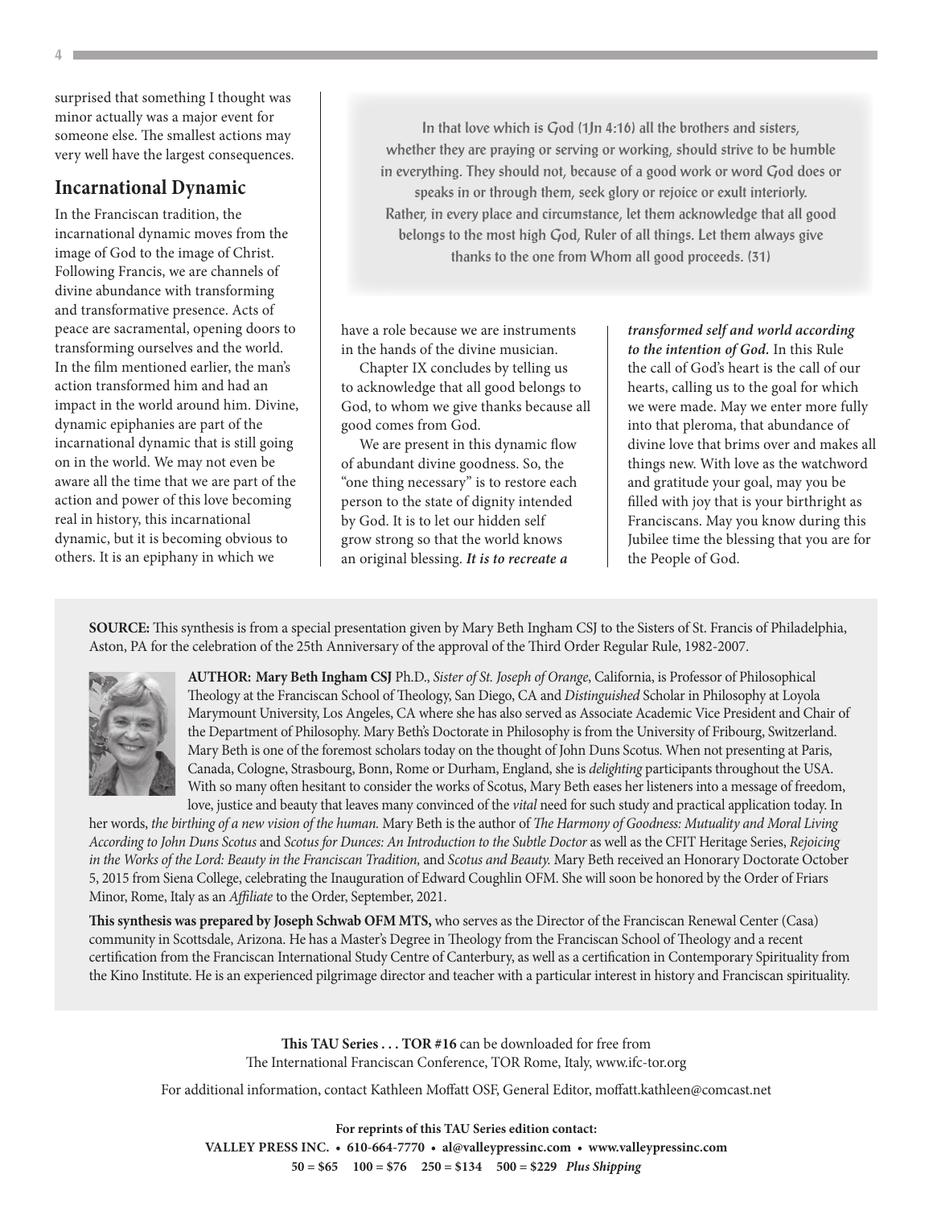surprised that something I thought was minor actually was a major event for someone else. The smallest actions may very well have the largest consequences.

## Incarnational Dynamic

In the Franciscan tradition, the incarnational dynamic moves from the image of God to the image of Christ. Following Francis, we are channels of divine abundance with transforming and transformative presence. Acts of peace are sacramental, opening doors to transforming ourselves and the world. In the film mentioned earlier, the man's action transformed him and had an impact in the world around him. Divine, dynamic epiphanies are part of the incarnational dynamic that is still going on in the world. We may not even be aware all the time that we are part of the action and power of this love becoming real in history, this incarnational dynamic, but it is becoming obvious to others. It is an epiphany in which we have a role because we are instruments in the hands of the divine musician.

> In that love which is God (1Jn 4:16) all the brothers and sisters, whether they are praying or serving or working, should strive to be humble in everything. They should not, because of a good work or word God does or speaks in or through them, seek glory or rejoice or exult interiorly. Rather, in every place and circumstance, let them acknowledge that all good belongs to the most high God, Ruler of all things. Let them always give thanks to the one from Whom all good proceeds. (31)

Chapter IX concludes by telling us to acknowledge that all good belongs to God, to whom we give thanks because all good comes from God.

We are present in this dynamic flow of abundant divine goodness. So, the "one thing necessary" is to restore each person to the state of dignity intended by God. It is to let our hidden self grow strong so that the world knows an original blessing. ***It is to recreate a transformed self and world according to the intention of God.*** In this Rule the call of God's heart is the call of our hearts, calling us to the goal for which we were made. May we enter more fully into that pleroma, that abundance of divine love that brims over and makes all things new. With love as the watchword and gratitude your goal, may you be filled with joy that is your birthright as Franciscans. May you know during this Jubilee time the blessing that you are for the People of God.

**SOURCE:** This synthesis is from a special presentation given by Mary Beth Ingham CSJ to the Sisters of St. Francis of Philadelphia, Aston, PA for the celebration of the 25th Anniversary of the approval of the Third Order Regular Rule, 1982-2007.

**AUTHOR: Mary Beth Ingham CSJ** Ph.D., *Sister of St. Joseph of Orange*, California, is Professor of Philosophical Theology at the Franciscan School of Theology, San Diego, CA and *Distinguished* Scholar in Philosophy at Loyola Marymount University, Los Angeles, CA where she has also served as Associate Academic Vice President and Chair of the Department of Philosophy. Mary Beth's Doctorate in Philosophy is from the University of Fribourg, Switzerland. Mary Beth is one of the foremost scholars today on the thought of John Duns Scotus. When not presenting at Paris, Canada, Cologne, Strasbourg, Bonn, Rome or Durham, England, she is *delighting* participants throughout the USA. With so many often hesitant to consider the works of Scotus, Mary Beth eases her listeners into a message of freedom, love, justice and beauty that leaves many convinced of the *vital* need for such study and practical application today. In her words, *the birthing of a new vision of the human.* Mary Beth is the author of *The Harmony of Goodness: Mutuality and Moral Living According to John Duns Scotus* and *Scotus for Dunces: An Introduction to the Subtle Doctor* as well as the CFIT Heritage Series, *Rejoicing in the Works of the Lord: Beauty in the Franciscan Tradition,* and *Scotus and Beauty.* Mary Beth received an Honorary Doctorate October 5, 2015 from Siena College, celebrating the Inauguration of Edward Coughlin OFM. She will soon be honored by the Order of Friars Minor, Rome, Italy as an *Affiliate* to the Order, September, 2021.

**This synthesis was prepared by Joseph Schwab OFM MTS,** who serves as the Director of the Franciscan Renewal Center (Casa) community in Scottsdale, Arizona. He has a Master's Degree in Theology from the Franciscan School of Theology and a recent certification from the Franciscan International Study Centre of Canterbury, as well as a certification in Contemporary Spirituality from the Kino Institute. He is an experienced pilgrimage director and teacher with a particular interest in history and Franciscan spirituality.

**This TAU Series . . . TOR #16** can be downloaded for free from
The International Franciscan Conference, TOR Rome, Italy, www.ifc-tor.org

For additional information, contact Kathleen Moffatt OSF, General Editor, moffatt.kathleen@comcast.net

**For reprints of this TAU Series edition contact:**
**VALLEY PRESS INC. • 610-664-7770 • al@valleypressinc.com • www.valleypressinc.com**
**50 = $65 100 = $76 250 = $134 500 = $229** ***Plus Shipping***